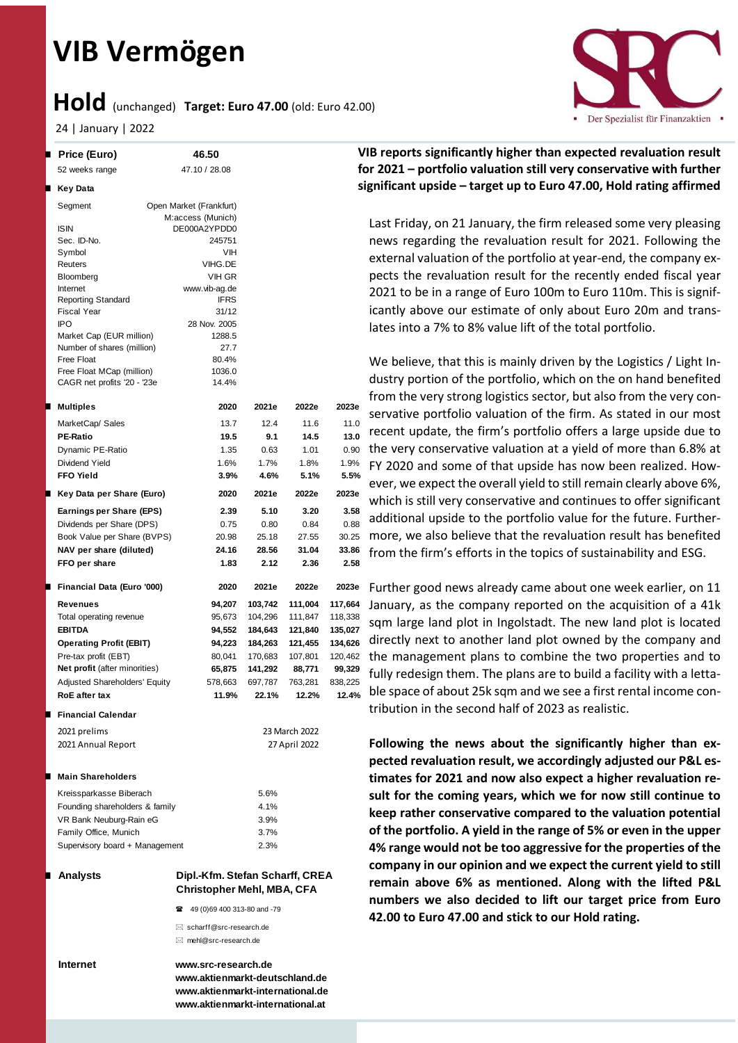# VIB Vermögen

## Hold (unchanged) Target: Euro 47.00 (old: Euro 42.00)

24 | January | 2022

| Price (Euro) | 46.50 |
|---|---|
| 52 weeks range | 47.10 / 28.08 |

**Key Data**

| | |
|---|---|
| Segment | Open Market (Frankfurt) M:access (Munich) |
| ISIN | DE000A2YPDD0 |
| Sec. ID-No. | 245751 |
| Symbol | VIH |
| Reuters | VIHG.DE |
| Bloomberg | VIH GR |
| Internet | www.vib-ag.de |
| Reporting Standard | IFRS |
| Fiscal Year | 31/12 |
| IPO | 28 Nov. 2005 |
| Market Cap (EUR million) | 1288.5 |
| Number of shares (million) | 27.7 |
| Free Float | 80.4% |
| Free Float MCap (million) | 1036.0 |
| CAGR net profits '20 - '23e | 14.4% |

| Multiples | 2020 | 2021e | 2022e | 2023e |
|---|---|---|---|---|
| MarketCap/ Sales | 13.7 | 12.4 | 11.6 | 11.0 |
| **PE-Ratio** | **19.5** | **9.1** | **14.5** | **13.0** |
| Dynamic PE-Ratio | 1.35 | 0.63 | 1.01 | 0.90 |
| Dividend Yield | 1.6% | 1.7% | 1.8% | 1.9% |
| **FFO Yield** | **3.9%** | **4.6%** | **5.1%** | **5.5%** |

| Key Data per Share (Euro) | 2020 | 2021e | 2022e | 2023e |
|---|---|---|---|---|
| **Earnings per Share (EPS)** | **2.39** | **5.10** | **3.20** | **3.58** |
| Dividends per Share (DPS) | 0.75 | 0.80 | 0.84 | 0.88 |
| Book Value per Share (BVPS) | 20.98 | 25.18 | 27.55 | 30.25 |
| **NAV per share (diluted)** | **24.16** | **28.56** | **31.04** | **33.86** |
| **FFO per share** | **1.83** | **2.12** | **2.36** | **2.58** |

| Financial Data (Euro '000) | 2020 | 2021e | 2022e | 2023e |
|---|---|---|---|---|
| **Revenues** | **94,207** | **103,742** | **111,004** | **117,664** |
| Total operating revenue | 95,673 | 104,296 | 111,847 | 118,338 |
| **EBITDA** | **94,552** | **184,643** | **121,840** | **135,027** |
| **Operating Profit (EBIT)** | **94,223** | **184,263** | **121,455** | **134,626** |
| Pre-tax profit (EBT) | 80,041 | 170,683 | 107,801 | 120,462 |
| **Net profit** (after minorities) | **65,875** | **141,292** | **88,771** | **99,329** |
| Adjusted Shareholders' Equity | 578,663 | 697,787 | 763,281 | 838,225 |
| **RoE after tax** | **11.9%** | **22.1%** | **12.2%** | **12.4%** |

**Financial Calendar**

| | |
|---|---|
| 2021 prelims | 23 March 2022 |
| 2021 Annual Report | 27 April 2022 |

**Main Shareholders**

| | |
|---|---|
| Kreissparkasse Biberach | 5.6% |
| Founding shareholders & family | 4.1% |
| VR Bank Neuburg-Rain eG | 3.9% |
| Family Office, Munich | 3.7% |
| Supervisory board + Management | 2.3% |

**Analysts**

**Dipl.-Kfm. Stefan Scharff, CREA**
**Christopher Mehl, MBA, CFA**

49 (0)69 400 313-80 and -79

scharff@src-research.de

mehl@src-research.de

**Internet**

www.src-research.de
www.aktienmarkt-deutschland.de
www.aktienmarkt-international.de
www.aktienmarkt-international.at

**VIB reports significantly higher than expected revaluation result for 2021 – portfolio valuation still very conservative with further significant upside – target up to Euro 47.00, Hold rating affirmed**

Last Friday, on 21 January, the firm released some very pleasing news regarding the revaluation result for 2021. Following the external valuation of the portfolio at year-end, the company expects the revaluation result for the recently ended fiscal year 2021 to be in a range of Euro 100m to Euro 110m. This is significantly above our estimate of only about Euro 20m and translates into a 7% to 8% value lift of the total portfolio.

We believe, that this is mainly driven by the Logistics / Light Industry portion of the portfolio, which on the on hand benefited from the very strong logistics sector, but also from the very conservative portfolio valuation of the firm. As stated in our most recent update, the firm's portfolio offers a large upside due to the very conservative valuation at a yield of more than 6.8% at FY 2020 and some of that upside has now been realized. However, we expect the overall yield to still remain clearly above 6%, which is still very conservative and continues to offer significant additional upside to the portfolio value for the future. Furthermore, we also believe that the revaluation result has benefited from the firm's efforts in the topics of sustainability and ESG.

Further good news already came about one week earlier, on 11 January, as the company reported on the acquisition of a 41k sqm large land plot in Ingolstadt. The new land plot is located directly next to another land plot owned by the company and the management plans to combine the two properties and to fully redesign them. The plans are to build a facility with a lettable space of about 25k sqm and we see a first rental income contribution in the second half of 2023 as realistic.

**Following the news about the significantly higher than expected revaluation result, we accordingly adjusted our P&L estimates for 2021 and now also expect a higher revaluation result for the coming years, which we for now still continue to keep rather conservative compared to the valuation potential of the portfolio. A yield in the range of 5% or even in the upper 4% range would not be too aggressive for the properties of the company in our opinion and we expect the current yield to still remain above 6% as mentioned. Along with the lifted P&L numbers we also decided to lift our target price from Euro 42.00 to Euro 47.00 and stick to our Hold rating.**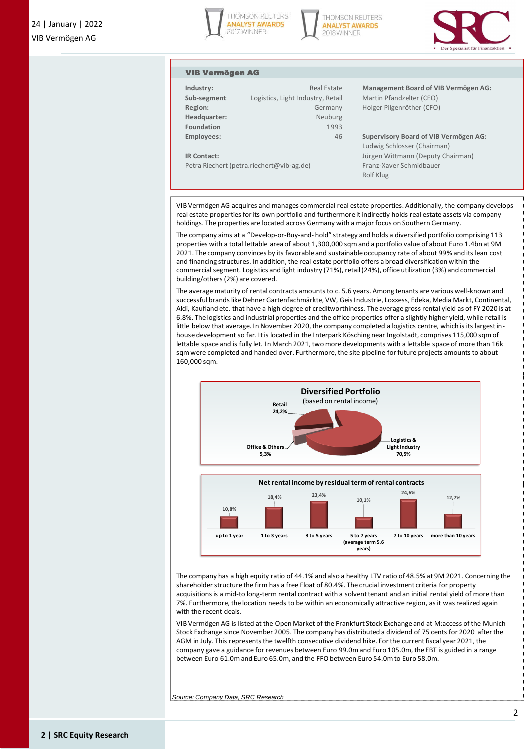## VIB Vermögen AG

| | | |
|---|---|---|
| **Industry:** | Real Estate | **Management Board of VIB Vermögen AG:** |
| **Sub-segment** | Logistics, Light Industry, Retail | Martin Pfandzelter (CEO) |
| **Region:** | Germany | Holger Pilgenröther (CFO) |
| **Headquarter:** | Neuburg | |
| **Foundation** | 1993 | |
| **Employees:** | 46 | **Supervisory Board of VIB Vermögen AG:** |
| | | Ludwig Schlosser (Chairman) |
| **IR Contact:** | | Jürgen Wittmann (Deputy Chairman) |
| Petra Riechert (petra.riechert@vib-ag.de) | | Franz-Xaver Schmidbauer |
| | | Rolf Klug |

VIB Vermögen AG acquires and manages commercial real estate properties. Additionally, the company develops real estate properties for its own portfolio and furthermore it indirectly holds real estate assets via company holdings. The properties are located across Germany with a major focus on Southern Germany.

The company aims at a "Develop-or-Buy-and- hold" strategy and holds a diversified portfolio comprising 113 properties with a total lettable area of about 1,300,000 sqm and a portfolio value of about Euro 1.4bn at 9M 2021. The company convinces by its favorable and sustainable occupancy rate of about 99% and its lean cost and financing structures. In addition, the real estate portfolio offers a broad diversification within the commercial segment. Logistics and light industry (71%), retail (24%), office utilization (3%) and commercial building/others (2%) are covered.

The average maturity of rental contracts amounts to c. 5.6 years. Among tenants are various well-known and successful brands like Dehner Gartenfachmärkte, VW, Geis Industrie, Loxxess, Edeka, Media Markt, Continental, Aldi, Kaufland etc. that have a high degree of creditworthiness. The average gross rental yield as of FY 2020 is at 6.8%. The logistics and industrial properties and the office properties offer a slightly higher yield, while retail is little below that average. In November 2020, the company completed a logistics centre, which is its largest in-house development so far. It is located in the Interpark Kösching near Ingolstadt, comprises 115,000 sqm of lettable space and is fully let. In March 2021, two more developments with a lettable space of more than 16k sqm were completed and handed over. Furthermore, the site pipeline for future projects amounts to about 160,000 sqm.

**Diversified Portfolio**
(based on rental income)

| Segment | Share |
|---|---|
| Logistics & Light Industry | 70,5% |
| Retail | 24,2% |
| Office & Others | 5,3% |

**Net rental income by residual term of rental contracts**

| up to 1 year | 1 to 3 years | 3 to 5 years | 5 to 7 years (average term 5.6 years) | 7 to 10 years | more than 10 years |
|---|---|---|---|---|---|
| 10,8% | 18,4% | 23,4% | 10,1% | 24,6% | 12,7% |

The company has a high equity ratio of 44.1% and also a healthy LTV ratio of 48.5% at 9M 2021. Concerning the shareholder structure the firm has a free Float of 80.4%. The crucial investment criteria for property acquisitions is a mid-to long-term rental contract with a solvent tenant and an initial rental yield of more than 7%. Furthermore, the location needs to be within an economically attractive region, as it was realized again with the recent deals.

VIB Vermögen AG is listed at the Open Market of the Frankfurt Stock Exchange and at M:access of the Munich Stock Exchange since November 2005. The company has distributed a dividend of 75 cents for 2020 after the AGM in July. This represents the twelfth consecutive dividend hike. For the current fiscal year 2021, the company gave a guidance for revenues between Euro 99.0m and Euro 105.0m, the EBT is guided in a range between Euro 61.0m and Euro 65.0m, and the FFO between Euro 54.0m to Euro 58.0m.

*Source: Company Data, SRC Research*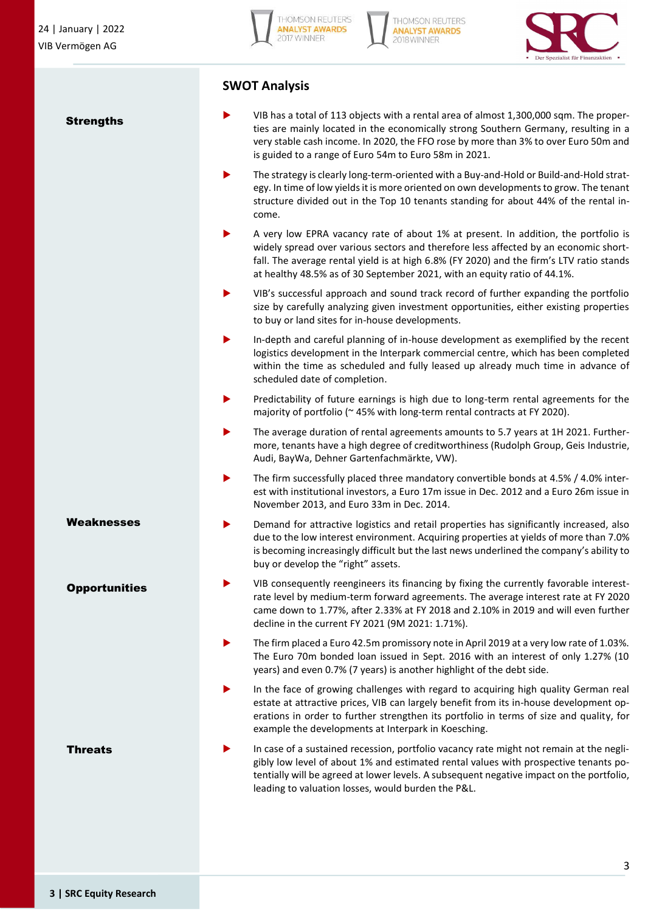## SWOT Analysis

### Strengths

- VIB has a total of 113 objects with a rental area of almost 1,300,000 sqm. The properties are mainly located in the economically strong Southern Germany, resulting in a very stable cash income. In 2020, the FFO rose by more than 3% to over Euro 50m and is guided to a range of Euro 54m to Euro 58m in 2021.
- The strategy is clearly long-term-oriented with a Buy-and-Hold or Build-and-Hold strategy. In time of low yields it is more oriented on own developments to grow. The tenant structure divided out in the Top 10 tenants standing for about 44% of the rental income.
- A very low EPRA vacancy rate of about 1% at present. In addition, the portfolio is widely spread over various sectors and therefore less affected by an economic shortfall. The average rental yield is at high 6.8% (FY 2020) and the firm's LTV ratio stands at healthy 48.5% as of 30 September 2021, with an equity ratio of 44.1%.
- VIB's successful approach and sound track record of further expanding the portfolio size by carefully analyzing given investment opportunities, either existing properties to buy or land sites for in-house developments.
- In-depth and careful planning of in-house development as exemplified by the recent logistics development in the Interpark commercial centre, which has been completed within the time as scheduled and fully leased up already much time in advance of scheduled date of completion.
- Predictability of future earnings is high due to long-term rental agreements for the majority of portfolio (~ 45% with long-term rental contracts at FY 2020).
- The average duration of rental agreements amounts to 5.7 years at 1H 2021. Furthermore, tenants have a high degree of creditworthiness (Rudolph Group, Geis Industrie, Audi, BayWa, Dehner Gartenfachmärkte, VW).
- The firm successfully placed three mandatory convertible bonds at 4.5% / 4.0% interest with institutional investors, a Euro 17m issue in Dec. 2012 and a Euro 26m issue in November 2013, and Euro 33m in Dec. 2014.

### Weaknesses

- Demand for attractive logistics and retail properties has significantly increased, also due to the low interest environment. Acquiring properties at yields of more than 7.0% is becoming increasingly difficult but the last news underlined the company's ability to buy or develop the "right" assets.

### Opportunities

- VIB consequently reengineers its financing by fixing the currently favorable interest-rate level by medium-term forward agreements. The average interest rate at FY 2020 came down to 1.77%, after 2.33% at FY 2018 and 2.10% in 2019 and will even further decline in the current FY 2021 (9M 2021: 1.71%).
- The firm placed a Euro 42.5m promissory note in April 2019 at a very low rate of 1.03%. The Euro 70m bonded loan issued in Sept. 2016 with an interest of only 1.27% (10 years) and even 0.7% (7 years) is another highlight of the debt side.
- In the face of growing challenges with regard to acquiring high quality German real estate at attractive prices, VIB can largely benefit from its in-house development operations in order to further strengthen its portfolio in terms of size and quality, for example the developments at Interpark in Koesching.

### Threats

- In case of a sustained recession, portfolio vacancy rate might not remain at the negligibly low level of about 1% and estimated rental values with prospective tenants potentially will be agreed at lower levels. A subsequent negative impact on the portfolio, leading to valuation losses, would burden the P&L.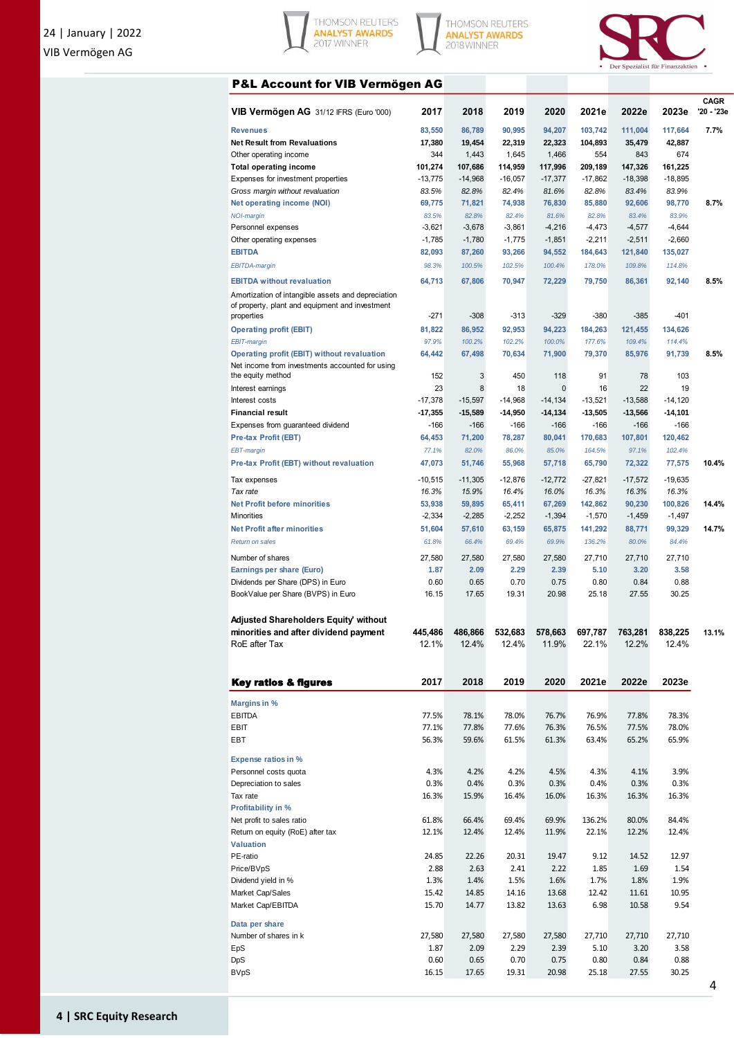## P&L Account for VIB Vermögen AG

| VIB Vermögen AG 31/12 IFRS (Euro '000) | 2017 | 2018 | 2019 | 2020 | 2021e | 2022e | 2023e | CAGR '20 - '23e |
|---|---|---|---|---|---|---|---|---|
| Revenues | 83,550 | 86,789 | 90,995 | 94,207 | 103,742 | 111,004 | 117,664 | 7.7% |
| **Net Result from Revaluations** | 17,380 | 19,454 | 22,319 | 22,323 | 104,893 | 35,479 | 42,887 | |
| Other operating income | 344 | 1,443 | 1,645 | 1,466 | 554 | 843 | 674 | |
| **Total operating income** | 101,274 | 107,686 | 114,959 | 117,996 | 209,189 | 147,326 | 161,225 | |
| Expenses for investment properties | -13,775 | -14,968 | -16,057 | -17,377 | -17,862 | -18,398 | -18,895 | |
| *Gross margin without revaluation* | *83.5%* | *82.8%* | *82.4%* | *81.6%* | *82.8%* | *83.4%* | *83.9%* | |
| Net operating income (NOI) | 69,775 | 71,821 | 74,938 | 76,830 | 85,880 | 92,606 | 98,770 | 8.7% |
| *NOI-margin* | *83.5%* | *82.8%* | *82.4%* | *81.6%* | *82.8%* | *83.4%* | *83.9%* | |
| Personnel expenses | -3,621 | -3,678 | -3,861 | -4,216 | -4,473 | -4,577 | -4,644 | |
| Other operating expenses | -1,785 | -1,780 | -1,775 | -1,851 | -2,211 | -2,511 | -2,660 | |
| EBITDA | 82,093 | 87,260 | 93,266 | 94,552 | 184,643 | 121,840 | 135,027 | |
| *EBITDA-margin* | *98.3%* | *100.5%* | *102.5%* | *100.4%* | *178.0%* | *109.8%* | *114.8%* | |
| EBITDA without revaluation | 64,713 | 67,806 | 70,947 | 72,229 | 79,750 | 86,361 | 92,140 | 8.5% |
| Amortization of intangible assets and depreciation of property, plant and equipment and investment properties | -271 | -308 | -313 | -329 | -380 | -385 | -401 | |
| Operating profit (EBIT) | 81,822 | 86,952 | 92,953 | 94,223 | 184,263 | 121,455 | 134,626 | |
| *EBIT-margin* | *97.9%* | *100.2%* | *102.2%* | *100.0%* | *177.6%* | *109.4%* | *114.4%* | |
| Operating profit (EBIT) without revaluation | 64,442 | 67,498 | 70,634 | 71,900 | 79,370 | 85,976 | 91,739 | 8.5% |
| Net income from investments accounted for using the equity method | 152 | 3 | 450 | 118 | 91 | 78 | 103 | |
| Interest earnings | 23 | 8 | 18 | 0 | 16 | 22 | 19 | |
| Interest costs | -17,378 | -15,597 | -14,968 | -14,134 | -13,521 | -13,588 | -14,120 | |
| **Financial result** | -17,355 | -15,589 | -14,950 | -14,134 | -13,505 | -13,566 | -14,101 | |
| Expenses from guaranteed dividend | -166 | -166 | -166 | -166 | -166 | -166 | -166 | |
| Pre-tax Profit (EBT) | 64,453 | 71,200 | 78,287 | 80,041 | 170,683 | 107,801 | 120,462 | |
| *EBT-margin* | *77.1%* | *82.0%* | *86.0%* | *85.0%* | *164.5%* | *97.1%* | *102.4%* | |
| Pre-tax Profit (EBT) without revaluation | 47,073 | 51,746 | 55,968 | 57,718 | 65,790 | 72,322 | 77,575 | 10.4% |
| Tax expenses | -10,515 | -11,305 | -12,876 | -12,772 | -27,821 | -17,572 | -19,635 | |
| *Tax rate* | *16.3%* | *15.9%* | *16.4%* | *16.0%* | *16.3%* | *16.3%* | *16.3%* | |
| Net Profit before minorities | 53,938 | 59,895 | 65,411 | 67,269 | 142,862 | 90,230 | 100,826 | 14.4% |
| Minorities | -2,334 | -2,285 | -2,252 | -1,394 | -1,570 | -1,459 | -1,497 | |
| Net Profit after minorities | 51,604 | 57,610 | 63,159 | 65,875 | 141,292 | 88,771 | 99,329 | 14.7% |
| *Return on sales* | *61.8%* | *66.4%* | *69.4%* | *69.9%* | *136.2%* | *80.0%* | *84.4%* | |
| Number of shares | 27,580 | 27,580 | 27,580 | 27,580 | 27,710 | 27,710 | 27,710 | |
| Earnings per share (Euro) | 1.87 | 2.09 | 2.29 | 2.39 | 5.10 | 3.20 | 3.58 | |
| Dividends per Share (DPS) in Euro | 0.60 | 0.65 | 0.70 | 0.75 | 0.80 | 0.84 | 0.88 | |
| BookValue per Share (BVPS) in Euro | 16.15 | 17.65 | 19.31 | 20.98 | 25.18 | 27.55 | 30.25 | |
| **Adjusted Shareholders Equity' without minorities and after dividend payment** | 445,486 | 486,866 | 532,683 | 578,663 | 697,787 | 763,281 | 838,225 | 13.1% |
| RoE after Tax | 12.1% | 12.4% | 12.4% | 11.9% | 22.1% | 12.2% | 12.4% | |

## Key ratios & figures

| | 2017 | 2018 | 2019 | 2020 | 2021e | 2022e | 2023e |
|---|---|---|---|---|---|---|---|
| **Margins in %** | | | | | | | |
| EBITDA | 77.5% | 78.1% | 78.0% | 76.7% | 76.9% | 77.8% | 78.3% |
| EBIT | 77.1% | 77.8% | 77.6% | 76.3% | 76.5% | 77.5% | 78.0% |
| EBT | 56.3% | 59.6% | 61.5% | 61.3% | 63.4% | 65.2% | 65.9% |
| **Expense ratios in %** | | | | | | | |
| Personnel costs quota | 4.3% | 4.2% | 4.2% | 4.5% | 4.3% | 4.1% | 3.9% |
| Depreciation to sales | 0.3% | 0.4% | 0.3% | 0.3% | 0.4% | 0.3% | 0.3% |
| Tax rate | 16.3% | 15.9% | 16.4% | 16.0% | 16.3% | 16.3% | 16.3% |
| **Profitability in %** | | | | | | | |
| Net profit to sales ratio | 61.8% | 66.4% | 69.4% | 69.9% | 136.2% | 80.0% | 84.4% |
| Return on equity (RoE) after tax | 12.1% | 12.4% | 12.4% | 11.9% | 22.1% | 12.2% | 12.4% |
| **Valuation** | | | | | | | |
| PE-ratio | 24.85 | 22.26 | 20.31 | 19.47 | 9.12 | 14.52 | 12.97 |
| Price/BVpS | 2.88 | 2.63 | 2.41 | 2.22 | 1.85 | 1.69 | 1.54 |
| Dividend yield in % | 1.3% | 1.4% | 1.5% | 1.6% | 1.7% | 1.8% | 1.9% |
| Market Cap/Sales | 15.42 | 14.85 | 14.16 | 13.68 | 12.42 | 11.61 | 10.95 |
| Market Cap/EBITDA | 15.70 | 14.77 | 13.82 | 13.63 | 6.98 | 10.58 | 9.54 |
| **Data per share** | | | | | | | |
| Number of shares in k | 27,580 | 27,580 | 27,580 | 27,580 | 27,710 | 27,710 | 27,710 |
| EpS | 1.87 | 2.09 | 2.29 | 2.39 | 5.10 | 3.20 | 3.58 |
| DpS | 0.60 | 0.65 | 0.70 | 0.75 | 0.80 | 0.84 | 0.88 |
| BVpS | 16.15 | 17.65 | 19.31 | 20.98 | 25.18 | 27.55 | 30.25 |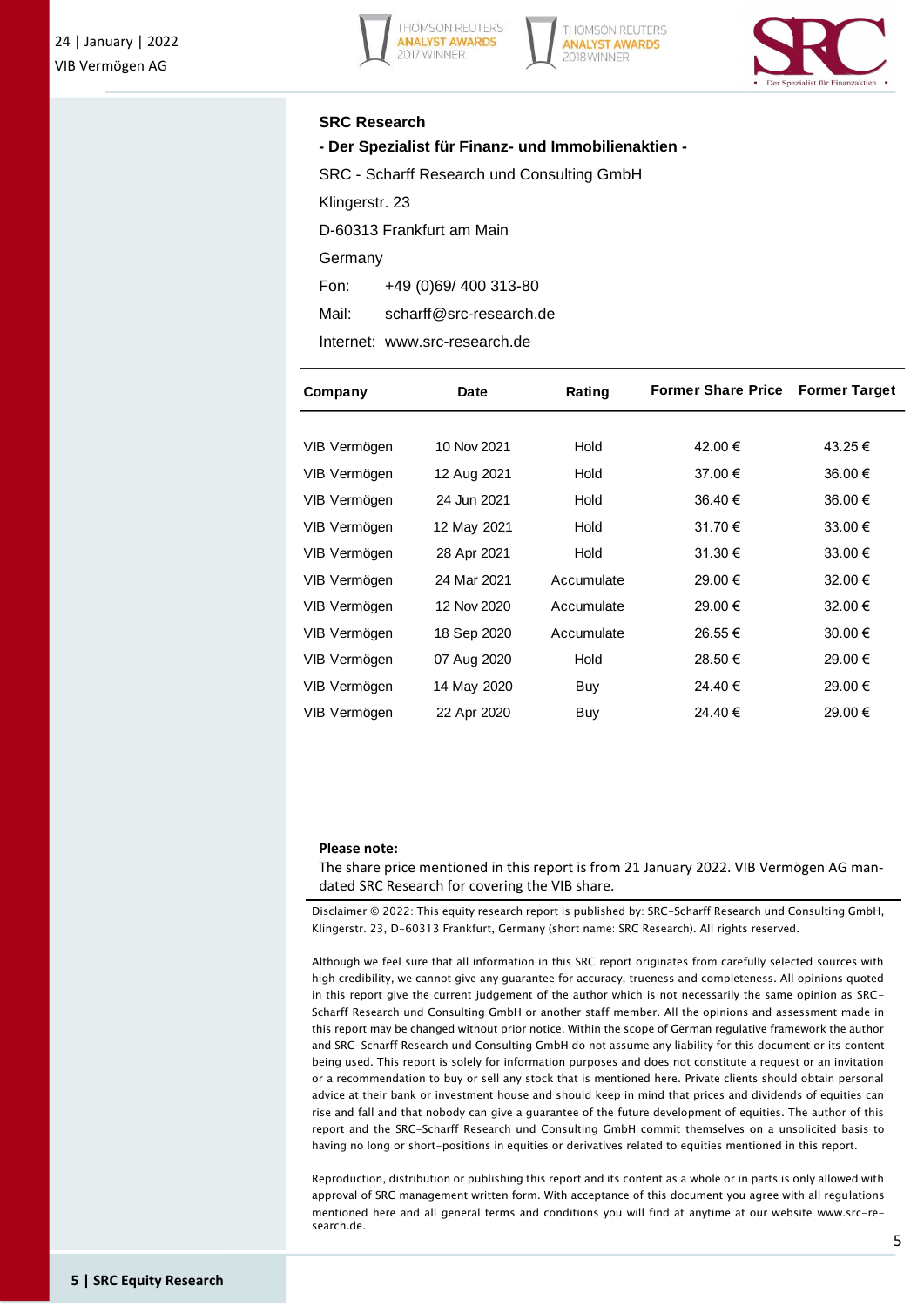**SRC Research**

**- Der Spezialist für Finanz- und Immobilienaktien -**

SRC - Scharff Research und Consulting GmbH

Klingerstr. 23

D-60313 Frankfurt am Main

Germany

Fon: +49 (0)69/ 400 313-80

Mail: scharff@src-research.de

Internet: www.src-research.de

| Company | Date | Rating | Former Share Price | Former Target |
|---|---|---|---|---|
| VIB Vermögen | 10 Nov 2021 | Hold | 42.00 € | 43.25 € |
| VIB Vermögen | 12 Aug 2021 | Hold | 37.00 € | 36.00 € |
| VIB Vermögen | 24 Jun 2021 | Hold | 36.40 € | 36.00 € |
| VIB Vermögen | 12 May 2021 | Hold | 31.70 € | 33.00 € |
| VIB Vermögen | 28 Apr 2021 | Hold | 31.30 € | 33.00 € |
| VIB Vermögen | 24 Mar 2021 | Accumulate | 29.00 € | 32.00 € |
| VIB Vermögen | 12 Nov 2020 | Accumulate | 29.00 € | 32.00 € |
| VIB Vermögen | 18 Sep 2020 | Accumulate | 26.55 € | 30.00 € |
| VIB Vermögen | 07 Aug 2020 | Hold | 28.50 € | 29.00 € |
| VIB Vermögen | 14 May 2020 | Buy | 24.40 € | 29.00 € |
| VIB Vermögen | 22 Apr 2020 | Buy | 24.40 € | 29.00 € |

**Please note:**

The share price mentioned in this report is from 21 January 2022. VIB Vermögen AG mandated SRC Research for covering the VIB share.

Disclaimer © 2022: This equity research report is published by: SRC-Scharff Research und Consulting GmbH, Klingerstr. 23, D-60313 Frankfurt, Germany (short name: SRC Research). All rights reserved.

Although we feel sure that all information in this SRC report originates from carefully selected sources with high credibility, we cannot give any guarantee for accuracy, trueness and completeness. All opinions quoted in this report give the current judgement of the author which is not necessarily the same opinion as SRC-Scharff Research und Consulting GmbH or another staff member. All the opinions and assessment made in this report may be changed without prior notice. Within the scope of German regulative framework the author and SRC-Scharff Research und Consulting GmbH do not assume any liability for this document or its content being used. This report is solely for information purposes and does not constitute a request or an invitation or a recommendation to buy or sell any stock that is mentioned here. Private clients should obtain personal advice at their bank or investment house and should keep in mind that prices and dividends of equities can rise and fall and that nobody can give a guarantee of the future development of equities. The author of this report and the SRC-Scharff Research und Consulting GmbH commit themselves on a unsolicited basis to having no long or short-positions in equities or derivatives related to equities mentioned in this report.

Reproduction, distribution or publishing this report and its content as a whole or in parts is only allowed with approval of SRC management written form. With acceptance of this document you agree with all regulations mentioned here and all general terms and conditions you will find at anytime at our website www.src-research.de.